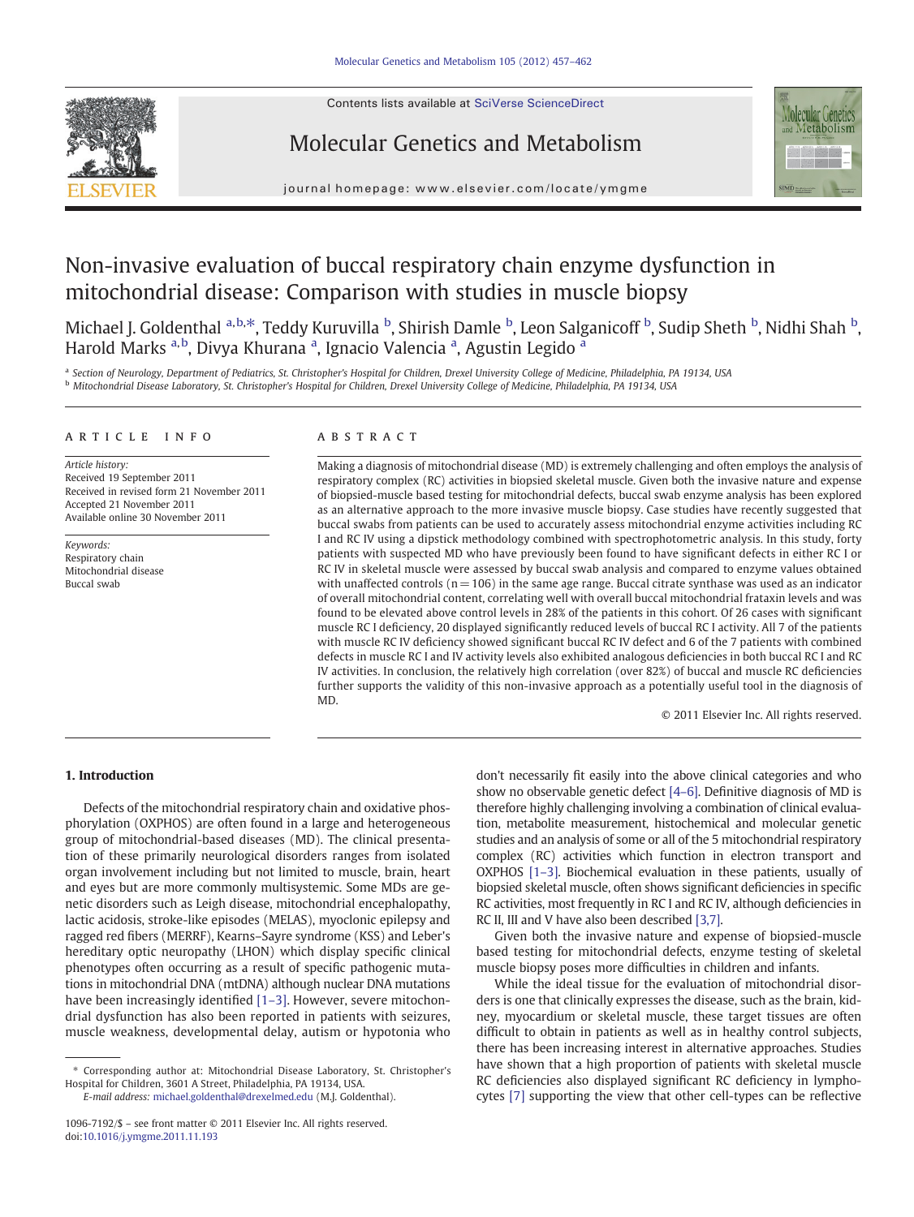# Non-invasive evaluation of buccal respiratory chain enzyme dysfunction in mitochondrial disease: Comparison with studies in muscle biopsy

Michael J. Goldenthal [a,b,*], Teddy Kuruvilla [b], Shirish Damle [b], Leon Salganicoff [b], Sudip Sheth [b], Nidhi Shah [b], Harold Marks [a,b], Divya Khurana [a], Ignacio Valencia [a], Agustin Legido [a]

[a] Section of Neurology, Department of Pediatrics, St. Christopher's Hospital for Children, Drexel University College of Medicine, Philadelphia, PA 19134, USA
[b] Mitochondrial Disease Laboratory, St. Christopher's Hospital for Children, Drexel University College of Medicine, Philadelphia, PA 19134, USA

## ARTICLE INFO

*Article history:*
Received 19 September 2011
Received in revised form 21 November 2011
Accepted 21 November 2011
Available online 30 November 2011

*Keywords:*
Respiratory chain
Mitochondrial disease
Buccal swab

## ABSTRACT

Making a diagnosis of mitochondrial disease (MD) is extremely challenging and often employs the analysis of respiratory complex (RC) activities in biopsied skeletal muscle. Given both the invasive nature and expense of biopsied-muscle based testing for mitochondrial defects, buccal swab enzyme analysis has been explored as an alternative approach to the more invasive muscle biopsy. Case studies have recently suggested that buccal swabs from patients can be used to accurately assess mitochondrial enzyme activities including RC I and RC IV using a dipstick methodology combined with spectrophotometric analysis. In this study, forty patients with suspected MD who have previously been found to have significant defects in either RC I or RC IV in skeletal muscle were assessed by buccal swab analysis and compared to enzyme values obtained with unaffected controls (n = 106) in the same age range. Buccal citrate synthase was used as an indicator of overall mitochondrial content, correlating well with overall buccal mitochondrial frataxin levels and was found to be elevated above control levels in 28% of the patients in this cohort. Of 26 cases with significant muscle RC I deficiency, 20 displayed significantly reduced levels of buccal RC I activity. All 7 of the patients with muscle RC IV deficiency showed significant buccal RC IV defect and 6 of the 7 patients with combined defects in muscle RC I and IV activity levels also exhibited analogous deficiencies in both buccal RC I and RC IV activities. In conclusion, the relatively high correlation (over 82%) of buccal and muscle RC deficiencies further supports the validity of this non-invasive approach as a potentially useful tool in the diagnosis of MD.

© 2011 Elsevier Inc. All rights reserved.

## 1. Introduction

Defects of the mitochondrial respiratory chain and oxidative phosphorylation (OXPHOS) are often found in a large and heterogeneous group of mitochondrial-based diseases (MD). The clinical presentation of these primarily neurological disorders ranges from isolated organ involvement including but not limited to muscle, brain, heart and eyes but are more commonly multisystemic. Some MDs are genetic disorders such as Leigh disease, mitochondrial encephalopathy, lactic acidosis, stroke-like episodes (MELAS), myoclonic epilepsy and ragged red fibers (MERRF), Kearns–Sayre syndrome (KSS) and Leber's hereditary optic neuropathy (LHON) which display specific clinical phenotypes often occurring as a result of specific pathogenic mutations in mitochondrial DNA (mtDNA) although nuclear DNA mutations have been increasingly identified [1–3]. However, severe mitochondrial dysfunction has also been reported in patients with seizures, muscle weakness, developmental delay, autism or hypotonia who don't necessarily fit easily into the above clinical categories and who show no observable genetic defect [4–6]. Definitive diagnosis of MD is therefore highly challenging involving a combination of clinical evaluation, metabolite measurement, histochemical and molecular genetic studies and an analysis of some or all of the 5 mitochondrial respiratory complex (RC) activities which function in electron transport and OXPHOS [1–3]. Biochemical evaluation in these patients, usually of biopsied skeletal muscle, often shows significant deficiencies in specific RC activities, most frequently in RC I and RC IV, although deficiencies in RC II, III and V have also been described [3,7].

Given both the invasive nature and expense of biopsied-muscle based testing for mitochondrial defects, enzyme testing of skeletal muscle biopsy poses more difficulties in children and infants.

While the ideal tissue for the evaluation of mitochondrial disorders is one that clinically expresses the disease, such as the brain, kidney, myocardium or skeletal muscle, these target tissues are often difficult to obtain in patients as well as in healthy control subjects, there has been increasing interest in alternative approaches. Studies have shown that a high proportion of patients with skeletal muscle RC deficiencies also displayed significant RC deficiency in lymphocytes [7] supporting the view that other cell-types can be reflective

\* Corresponding author at: Mitochondrial Disease Laboratory, St. Christopher's Hospital for Children, 3601 A Street, Philadelphia, PA 19134, USA.
*E-mail address:* michael.goldenthal@drexelmed.edu (M.J. Goldenthal).

1096-7192/$ – see front matter © 2011 Elsevier Inc. All rights reserved.
doi:10.1016/j.ymgme.2011.11.193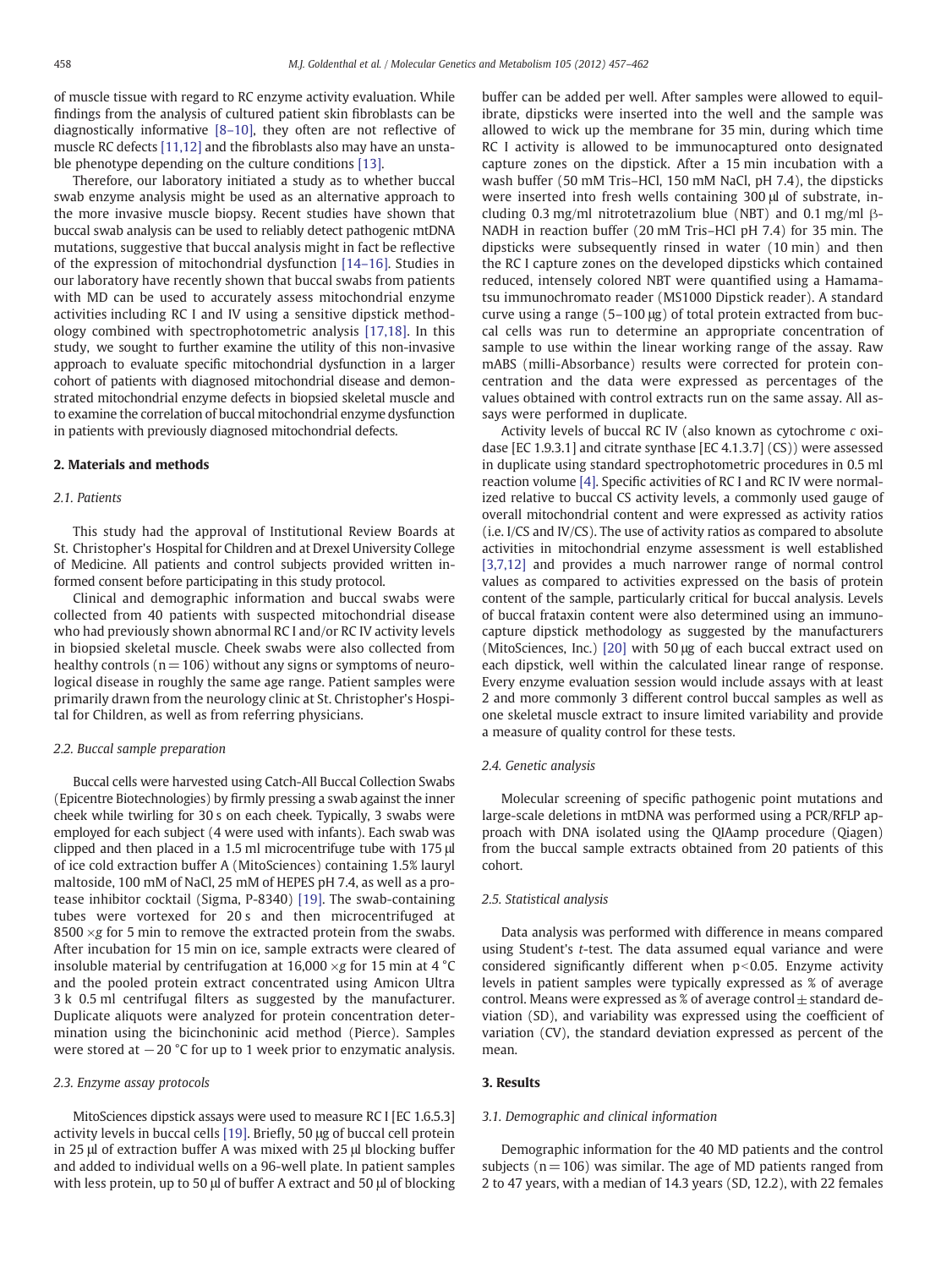of muscle tissue with regard to RC enzyme activity evaluation. While findings from the analysis of cultured patient skin fibroblasts can be diagnostically informative [8–10], they often are not reflective of muscle RC defects [11,12] and the fibroblasts also may have an unstable phenotype depending on the culture conditions [13].

Therefore, our laboratory initiated a study as to whether buccal swab enzyme analysis might be used as an alternative approach to the more invasive muscle biopsy. Recent studies have shown that buccal swab analysis can be used to reliably detect pathogenic mtDNA mutations, suggestive that buccal analysis might in fact be reflective of the expression of mitochondrial dysfunction [14–16]. Studies in our laboratory have recently shown that buccal swabs from patients with MD can be used to accurately assess mitochondrial enzyme activities including RC I and IV using a sensitive dipstick methodology combined with spectrophotometric analysis [17,18]. In this study, we sought to further examine the utility of this non-invasive approach to evaluate specific mitochondrial dysfunction in a larger cohort of patients with diagnosed mitochondrial disease and demonstrated mitochondrial enzyme defects in biopsied skeletal muscle and to examine the correlation of buccal mitochondrial enzyme dysfunction in patients with previously diagnosed mitochondrial defects.

## 2. Materials and methods

### 2.1. Patients

This study had the approval of Institutional Review Boards at St. Christopher's Hospital for Children and at Drexel University College of Medicine. All patients and control subjects provided written informed consent before participating in this study protocol.

Clinical and demographic information and buccal swabs were collected from 40 patients with suspected mitochondrial disease who had previously shown abnormal RC I and/or RC IV activity levels in biopsied skeletal muscle. Cheek swabs were also collected from healthy controls (n = 106) without any signs or symptoms of neurological disease in roughly the same age range. Patient samples were primarily drawn from the neurology clinic at St. Christopher's Hospital for Children, as well as from referring physicians.

### 2.2. Buccal sample preparation

Buccal cells were harvested using Catch-All Buccal Collection Swabs (Epicentre Biotechnologies) by firmly pressing a swab against the inner cheek while twirling for 30 s on each cheek. Typically, 3 swabs were employed for each subject (4 were used with infants). Each swab was clipped and then placed in a 1.5 ml microcentrifuge tube with 175 μl of ice cold extraction buffer A (MitoSciences) containing 1.5% lauryl maltoside, 100 mM of NaCl, 25 mM of HEPES pH 7.4, as well as a protease inhibitor cocktail (Sigma, P-8340) [19]. The swab-containing tubes were vortexed for 20 s and then microcentrifuged at 8500 ×*g* for 5 min to remove the extracted protein from the swabs. After incubation for 15 min on ice, sample extracts were cleared of insoluble material by centrifugation at 16,000 ×*g* for 15 min at 4 °C and the pooled protein extract concentrated using Amicon Ultra 3 k 0.5 ml centrifugal filters as suggested by the manufacturer. Duplicate aliquots were analyzed for protein concentration determination using the bicinchoninic acid method (Pierce). Samples were stored at −20 °C for up to 1 week prior to enzymatic analysis.

### 2.3. Enzyme assay protocols

MitoSciences dipstick assays were used to measure RC I [EC 1.6.5.3] activity levels in buccal cells [19]. Briefly, 50 μg of buccal cell protein in 25 μl of extraction buffer A was mixed with 25 μl blocking buffer and added to individual wells on a 96-well plate. In patient samples with less protein, up to 50 μl of buffer A extract and 50 μl of blocking buffer can be added per well. After samples were allowed to equilibrate, dipsticks were inserted into the well and the sample was allowed to wick up the membrane for 35 min, during which time RC I activity is allowed to be immunocaptured onto designated capture zones on the dipstick. After a 15 min incubation with a wash buffer (50 mM Tris–HCl, 150 mM NaCl, pH 7.4), the dipsticks were inserted into fresh wells containing 300 μl of substrate, including 0.3 mg/ml nitrotetrazolium blue (NBT) and 0.1 mg/ml β-NADH in reaction buffer (20 mM Tris–HCl pH 7.4) for 35 min. The dipsticks were subsequently rinsed in water (10 min) and then the RC I capture zones on the developed dipsticks which contained reduced, intensely colored NBT were quantified using a Hamamatsu immunochromato reader (MS1000 Dipstick reader). A standard curve using a range (5–100 μg) of total protein extracted from buccal cells was run to determine an appropriate concentration of sample to use within the linear working range of the assay. Raw mABS (milli-Absorbance) results were corrected for protein concentration and the data were expressed as percentages of the values obtained with control extracts run on the same assay. All assays were performed in duplicate.

Activity levels of buccal RC IV (also known as cytochrome *c* oxidase [EC 1.9.3.1] and citrate synthase [EC 4.1.3.7] (CS)) were assessed in duplicate using standard spectrophotometric procedures in 0.5 ml reaction volume [4]. Specific activities of RC I and RC IV were normalized relative to buccal CS activity levels, a commonly used gauge of overall mitochondrial content and were expressed as activity ratios (i.e. I/CS and IV/CS). The use of activity ratios as compared to absolute activities in mitochondrial enzyme assessment is well established [3,7,12] and provides a much narrower range of normal control values as compared to activities expressed on the basis of protein content of the sample, particularly critical for buccal analysis. Levels of buccal frataxin content were also determined using an immunocapture dipstick methodology as suggested by the manufacturers (MitoSciences, Inc.) [20] with 50 μg of each buccal extract used on each dipstick, well within the calculated linear range of response. Every enzyme evaluation session would include assays with at least 2 and more commonly 3 different control buccal samples as well as one skeletal muscle extract to insure limited variability and provide a measure of quality control for these tests.

### 2.4. Genetic analysis

Molecular screening of specific pathogenic point mutations and large-scale deletions in mtDNA was performed using a PCR/RFLP approach with DNA isolated using the QIAamp procedure (Qiagen) from the buccal sample extracts obtained from 20 patients of this cohort.

### 2.5. Statistical analysis

Data analysis was performed with difference in means compared using Student's *t*-test. The data assumed equal variance and were considered significantly different when $p < 0.05$. Enzyme activity levels in patient samples were typically expressed as % of average control. Means were expressed as % of average control ± standard deviation (SD), and variability was expressed using the coefficient of variation (CV), the standard deviation expressed as percent of the mean.

## 3. Results

### 3.1. Demographic and clinical information

Demographic information for the 40 MD patients and the control subjects (n = 106) was similar. The age of MD patients ranged from 2 to 47 years, with a median of 14.3 years (SD, 12.2), with 22 females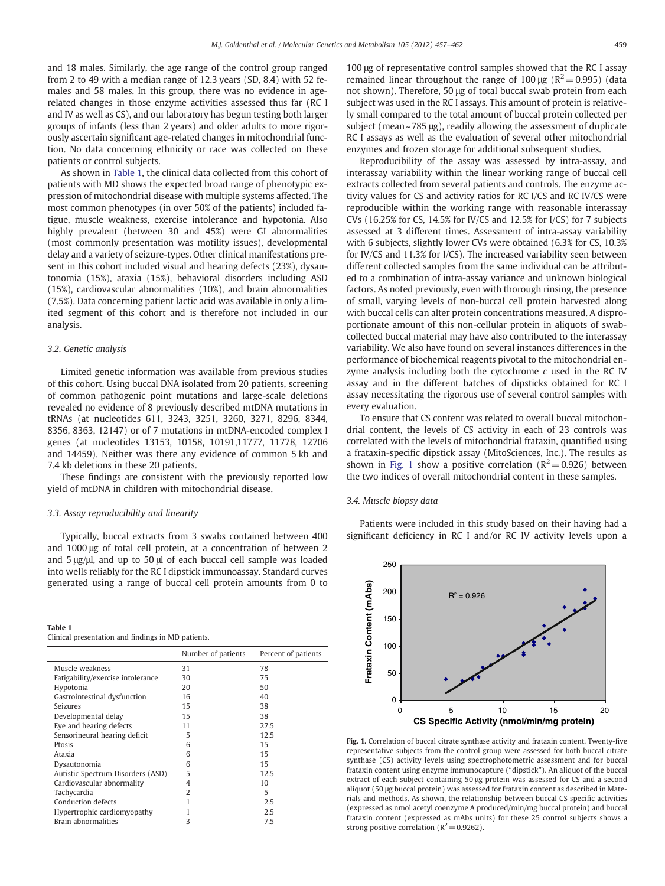and 18 males. Similarly, the age range of the control group ranged from 2 to 49 with a median range of 12.3 years (SD, 8.4) with 52 females and 58 males. In this group, there was no evidence in age-related changes in those enzyme activities assessed thus far (RC I and IV as well as CS), and our laboratory has begun testing both larger groups of infants (less than 2 years) and older adults to more rigorously ascertain significant age-related changes in mitochondrial function. No data concerning ethnicity or race was collected on these patients or control subjects.

As shown in Table 1, the clinical data collected from this cohort of patients with MD shows the expected broad range of phenotypic expression of mitochondrial disease with multiple systems affected. The most common phenotypes (in over 50% of the patients) included fatigue, muscle weakness, exercise intolerance and hypotonia. Also highly prevalent (between 30 and 45%) were GI abnormalities (most commonly presentation was motility issues), developmental delay and a variety of seizure-types. Other clinical manifestations present in this cohort included visual and hearing defects (23%), dysautonomia (15%), ataxia (15%), behavioral disorders including ASD (15%), cardiovascular abnormalities (10%), and brain abnormalities (7.5%). Data concerning patient lactic acid was available in only a limited segment of this cohort and is therefore not included in our analysis.

### 3.2. Genetic analysis

Limited genetic information was available from previous studies of this cohort. Using buccal DNA isolated from 20 patients, screening of common pathogenic point mutations and large-scale deletions revealed no evidence of 8 previously described mtDNA mutations in tRNAs (at nucleotides 611, 3243, 3251, 3260, 3271, 8296, 8344, 8356, 8363, 12147) or of 7 mutations in mtDNA-encoded complex I genes (at nucleotides 13153, 10158, 10191,11777, 11778, 12706 and 14459). Neither was there any evidence of common 5 kb and 7.4 kb deletions in these 20 patients.

These findings are consistent with the previously reported low yield of mtDNA in children with mitochondrial disease.

### 3.3. Assay reproducibility and linearity

Typically, buccal extracts from 3 swabs contained between 400 and 1000 μg of total cell protein, at a concentration of between 2 and 5 μg/μl, and up to 50 μl of each buccal cell sample was loaded into wells reliably for the RC I dipstick immunoassay. Standard curves generated using a range of buccal cell protein amounts from 0 to 100 μg of representative control samples showed that the RC I assay remained linear throughout the range of 100 μg ($R^2 = 0.995$) (data not shown). Therefore, 50 μg of total buccal swab protein from each subject was used in the RC I assays. This amount of protein is relatively small compared to the total amount of buccal protein collected per subject (mean ~ 785 μg), readily allowing the assessment of duplicate RC I assays as well as the evaluation of several other mitochondrial enzymes and frozen storage for additional subsequent studies.

Reproducibility of the assay was assessed by intra-assay, and interassay variability within the linear working range of buccal cell extracts collected from several patients and controls. The enzyme activity values for CS and activity ratios for RC I/CS and RC IV/CS were reproducible within the working range with reasonable interassay CVs (16.25% for CS, 14.5% for IV/CS and 12.5% for I/CS) for 7 subjects assessed at 3 different times. Assessment of intra-assay variability with 6 subjects, slightly lower CVs were obtained (6.3% for CS, 10.3% for IV/CS and 11.3% for I/CS). The increased variability seen between different collected samples from the same individual can be attributed to a combination of intra-assay variance and unknown biological factors. As noted previously, even with thorough rinsing, the presence of small, varying levels of non-buccal cell protein harvested along with buccal cells can alter protein concentrations measured. A disproportionate amount of this non-cellular protein in aliquots of swab-collected buccal material may have also contributed to the interassay variability. We also have found on several instances differences in the performance of biochemical reagents pivotal to the mitochondrial enzyme analysis including both the cytochrome *c* used in the RC IV assay and in the different batches of dipsticks obtained for RC I assay necessitating the rigorous use of several control samples with every evaluation.

To ensure that CS content was related to overall buccal mitochondrial content, the levels of CS activity in each of 23 controls was correlated with the levels of mitochondrial frataxin, quantified using a frataxin-specific dipstick assay (MitoSciences, Inc.). The results as shown in Fig. 1 show a positive correlation ($R^2 = 0.926$) between the two indices of overall mitochondrial content in these samples.

### 3.4. Muscle biopsy data

Patients were included in this study based on their having had a significant deficiency in RC I and/or RC IV activity levels upon a

**Table 1**
Clinical presentation and findings in MD patients.

| | Number of patients | Percent of patients |
|---|---|---|
| Muscle weakness | 31 | 78 |
| Fatigability/exercise intolerance | 30 | 75 |
| Hypotonia | 20 | 50 |
| Gastrointestinal dysfunction | 16 | 40 |
| Seizures | 15 | 38 |
| Developmental delay | 15 | 38 |
| Eye and hearing defects | 11 | 27.5 |
| Sensorineural hearing deficit | 5 | 12.5 |
| Ptosis | 6 | 15 |
| Ataxia | 6 | 15 |
| Dysautonomia | 6 | 15 |
| Autistic Spectrum Disorders (ASD) | 5 | 12.5 |
| Cardiovascular abnormality | 4 | 10 |
| Tachycardia | 2 | 5 |
| Conduction defects | 1 | 2.5 |
| Hypertrophic cardiomyopathy | 1 | 2.5 |
| Brain abnormalities | 3 | 7.5 |

**Fig. 1.** Correlation of buccal citrate synthase activity and frataxin content. Twenty-five representative subjects from the control group were assessed for both buccal citrate synthase (CS) activity levels using spectrophotometric assessment and for buccal frataxin content using enzyme immunocapture ("dipstick"). An aliquot of the buccal extract of each subject containing 50 μg protein was assessed for CS and a second aliquot (50 μg buccal protein) was assessed for frataxin content as described in Materials and methods. As shown, the relationship between buccal CS specific activities (expressed as nmol acetyl coenzyme A produced/min/mg buccal protein) and buccal frataxin content (expressed as mAbs units) for these 25 control subjects shows a strong positive correlation ($R^2 = 0.9262$).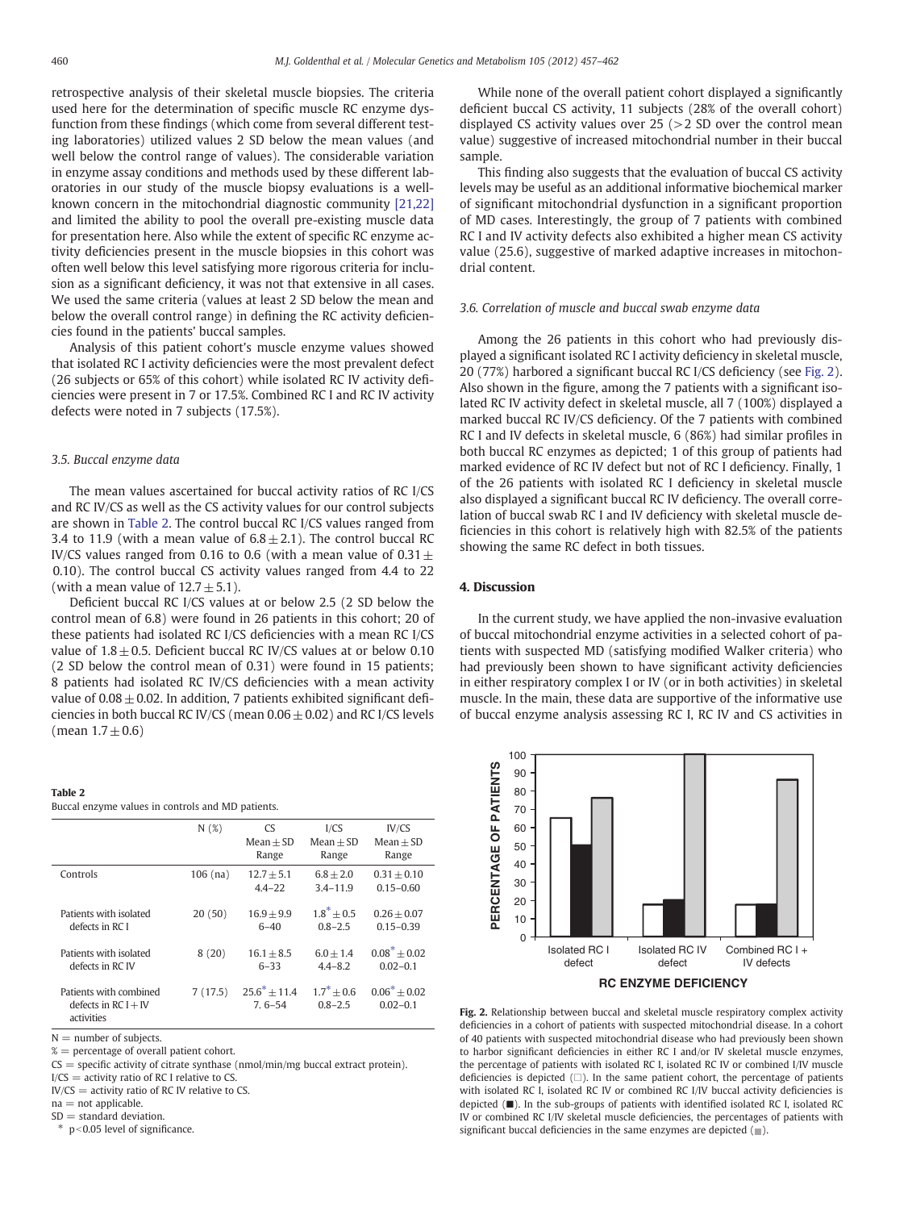retrospective analysis of their skeletal muscle biopsies. The criteria used here for the determination of specific muscle RC enzyme dysfunction from these findings (which come from several different testing laboratories) utilized values 2 SD below the mean values (and well below the control range of values). The considerable variation in enzyme assay conditions and methods used by these different laboratories in our study of the muscle biopsy evaluations is a well-known concern in the mitochondrial diagnostic community [21,22] and limited the ability to pool the overall pre-existing muscle data for presentation here. Also while the extent of specific RC enzyme activity deficiencies present in the muscle biopsies in this cohort was often well below this level satisfying more rigorous criteria for inclusion as a significant deficiency, it was not that extensive in all cases. We used the same criteria (values at least 2 SD below the mean and below the overall control range) in defining the RC activity deficiencies found in the patients' buccal samples.

Analysis of this patient cohort's muscle enzyme values showed that isolated RC I activity deficiencies were the most prevalent defect (26 subjects or 65% of this cohort) while isolated RC IV activity deficiencies were present in 7 or 17.5%. Combined RC I and RC IV activity defects were noted in 7 subjects (17.5%).

### 3.5. Buccal enzyme data

The mean values ascertained for buccal activity ratios of RC I/CS and RC IV/CS as well as the CS activity values for our control subjects are shown in Table 2. The control buccal RC I/CS values ranged from 3.4 to 11.9 (with a mean value of $6.8 \pm 2.1$). The control buccal RC IV/CS values ranged from 0.16 to 0.6 (with a mean value of $0.31 \pm 0.10$). The control buccal CS activity values ranged from 4.4 to 22 (with a mean value of $12.7 \pm 5.1$).

Deficient buccal RC I/CS values at or below 2.5 (2 SD below the control mean of 6.8) were found in 26 patients in this cohort; 20 of these patients had isolated RC I/CS deficiencies with a mean RC I/CS value of $1.8 \pm 0.5$. Deficient buccal RC IV/CS values at or below 0.10 (2 SD below the control mean of 0.31) were found in 15 patients; 8 patients had isolated RC IV/CS deficiencies with a mean activity value of $0.08 \pm 0.02$. In addition, 7 patients exhibited significant deficiencies in both buccal RC IV/CS (mean $0.06 \pm 0.02$) and RC I/CS levels (mean $1.7 \pm 0.6$)

**Table 2**
Buccal enzyme values in controls and MD patients.

| | N (%) | CS Mean ± SD Range | I/CS Mean ± SD Range | IV/CS Mean ± SD Range |
|---|---|---|---|---|
| Controls | 106 (na) | $12.7 \pm 5.1$ 4.4–22 | $6.8 \pm 2.0$ 3.4–11.9 | $0.31 \pm 0.10$ 0.15–0.60 |
| Patients with isolated defects in RC I | 20 (50) | $16.9 \pm 9.9$ 6–40 | $1.8^{*} \pm 0.5$ 0.8–2.5 | $0.26 \pm 0.07$ 0.15–0.39 |
| Patients with isolated defects in RC IV | 8 (20) | $16.1 \pm 8.5$ 6–33 | $6.0 \pm 1.4$ 4.4–8.2 | $0.08^{*} \pm 0.02$ 0.02–0.1 |
| Patients with combined defects in RC I + IV activities | 7 (17.5) | $25.6^{*} \pm 11.4$ 7. 6–54 | $1.7^{*} \pm 0.6$ 0.8–2.5 | $0.06^{*} \pm 0.02$ 0.02–0.1 |

N = number of subjects.
% = percentage of overall patient cohort.
CS = specific activity of citrate synthase (nmol/min/mg buccal extract protein).
I/CS = activity ratio of RC I relative to CS.
IV/CS = activity ratio of RC IV relative to CS.
na = not applicable.
SD = standard deviation.
\* $p < 0.05$ level of significance.

While none of the overall patient cohort displayed a significantly deficient buccal CS activity, 11 subjects (28% of the overall cohort) displayed CS activity values over 25 (>2 SD over the control mean value) suggestive of increased mitochondrial number in their buccal sample.

This finding also suggests that the evaluation of buccal CS activity levels may be useful as an additional informative biochemical marker of significant mitochondrial dysfunction in a significant proportion of MD cases. Interestingly, the group of 7 patients with combined RC I and IV activity defects also exhibited a higher mean CS activity value (25.6), suggestive of marked adaptive increases in mitochondrial content.

### 3.6. Correlation of muscle and buccal swab enzyme data

Among the 26 patients in this cohort who had previously displayed a significant isolated RC I activity deficiency in skeletal muscle, 20 (77%) harbored a significant buccal RC I/CS deficiency (see Fig. 2). Also shown in the figure, among the 7 patients with a significant isolated RC IV activity defect in skeletal muscle, all 7 (100%) displayed a marked buccal RC IV/CS deficiency. Of the 7 patients with combined RC I and IV defects in skeletal muscle, 6 (86%) had similar profiles in both buccal RC enzymes as depicted; 1 of this group of patients had marked evidence of RC IV defect but not of RC I deficiency. Finally, 1 of the 26 patients with isolated RC I deficiency in skeletal muscle also displayed a significant buccal RC IV deficiency. The overall correlation of buccal swab RC I and IV deficiency with skeletal muscle deficiencies in this cohort is relatively high with 82.5% of the patients showing the same RC defect in both tissues.

## 4. Discussion

In the current study, we have applied the non-invasive evaluation of buccal mitochondrial enzyme activities in a selected cohort of patients with suspected MD (satisfying modified Walker criteria) who had previously been shown to have significant activity deficiencies in either respiratory complex I or IV (or in both activities) in skeletal muscle. In the main, these data are supportive of the informative use of buccal enzyme analysis assessing RC I, RC IV and CS activities in

**Fig. 2.** Relationship between buccal and skeletal muscle respiratory complex activity deficiencies in a cohort of patients with suspected mitochondrial disease. In a cohort of 40 patients with suspected mitochondrial disease who had previously been shown to harbor significant deficiencies in either RC I and/or IV skeletal muscle enzymes, the percentage of patients with isolated RC I, isolated RC IV or combined I/IV muscle deficiencies is depicted (□). In the same patient cohort, the percentage of patients with isolated RC I, isolated RC IV or combined RC I/IV buccal activity deficiencies is depicted (■). In the sub-groups of patients with identified isolated RC I, isolated RC IV or combined RC I/IV skeletal muscle deficiencies, the percentages of patients with significant buccal deficiencies in the same enzymes are depicted (▒).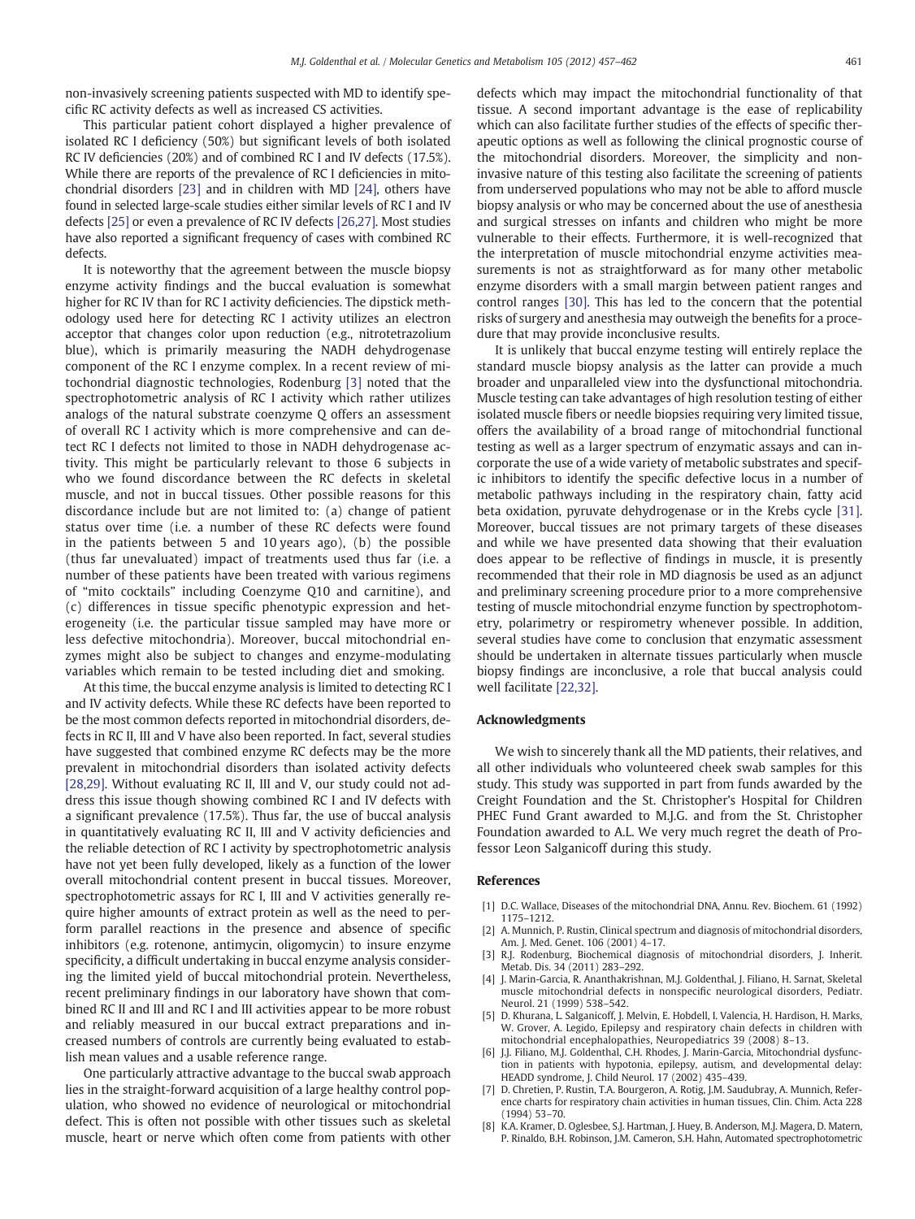non-invasively screening patients suspected with MD to identify specific RC activity defects as well as increased CS activities.

This particular patient cohort displayed a higher prevalence of isolated RC I deficiency (50%) but significant levels of both isolated RC IV deficiencies (20%) and of combined RC I and IV defects (17.5%). While there are reports of the prevalence of RC I deficiencies in mitochondrial disorders [23] and in children with MD [24], others have found in selected large-scale studies either similar levels of RC I and IV defects [25] or even a prevalence of RC IV defects [26,27]. Most studies have also reported a significant frequency of cases with combined RC defects.

It is noteworthy that the agreement between the muscle biopsy enzyme activity findings and the buccal evaluation is somewhat higher for RC IV than for RC I activity deficiencies. The dipstick methodology used here for detecting RC I activity utilizes an electron acceptor that changes color upon reduction (e.g., nitrotetrazolium blue), which is primarily measuring the NADH dehydrogenase component of the RC I enzyme complex. In a recent review of mitochondrial diagnostic technologies, Rodenburg [3] noted that the spectrophotometric analysis of RC I activity which rather utilizes analogs of the natural substrate coenzyme Q offers an assessment of overall RC I activity which is more comprehensive and can detect RC I defects not limited to those in NADH dehydrogenase activity. This might be particularly relevant to those 6 subjects in who we found discordance between the RC defects in skeletal muscle, and not in buccal tissues. Other possible reasons for this discordance include but are not limited to: (a) change of patient status over time (i.e. a number of these RC defects were found in the patients between 5 and 10 years ago), (b) the possible (thus far unevaluated) impact of treatments used thus far (i.e. a number of these patients have been treated with various regimens of "mito cocktails" including Coenzyme Q10 and carnitine), and (c) differences in tissue specific phenotypic expression and heterogeneity (i.e. the particular tissue sampled may have more or less defective mitochondria). Moreover, buccal mitochondrial enzymes might also be subject to changes and enzyme-modulating variables which remain to be tested including diet and smoking.

At this time, the buccal enzyme analysis is limited to detecting RC I and IV activity defects. While these RC defects have been reported to be the most common defects reported in mitochondrial disorders, defects in RC II, III and V have also been reported. In fact, several studies have suggested that combined enzyme RC defects may be the more prevalent in mitochondrial disorders than isolated activity defects [28,29]. Without evaluating RC II, III and V, our study could not address this issue though showing combined RC I and IV defects with a significant prevalence (17.5%). Thus far, the use of buccal analysis in quantitatively evaluating RC II, III and V activity deficiencies and the reliable detection of RC I activity by spectrophotometric analysis have not yet been fully developed, likely as a function of the lower overall mitochondrial content present in buccal tissues. Moreover, spectrophotometric assays for RC I, III and V activities generally require higher amounts of extract protein as well as the need to perform parallel reactions in the presence and absence of specific inhibitors (e.g. rotenone, antimycin, oligomycin) to insure enzyme specificity, a difficult undertaking in buccal enzyme analysis considering the limited yield of buccal mitochondrial protein. Nevertheless, recent preliminary findings in our laboratory have shown that combined RC II and III and RC I and III activities appear to be more robust and reliably measured in our buccal extract preparations and increased numbers of controls are currently being evaluated to establish mean values and a usable reference range.

One particularly attractive advantage to the buccal swab approach lies in the straight-forward acquisition of a large healthy control population, who showed no evidence of neurological or mitochondrial defect. This is often not possible with other tissues such as skeletal muscle, heart or nerve which often come from patients with other defects which may impact the mitochondrial functionality of that tissue. A second important advantage is the ease of replicability which can also facilitate further studies of the effects of specific therapeutic options as well as following the clinical prognostic course of the mitochondrial disorders. Moreover, the simplicity and non-invasive nature of this testing also facilitate the screening of patients from underserved populations who may not be able to afford muscle biopsy analysis or who may be concerned about the use of anesthesia and surgical stresses on infants and children who might be more vulnerable to their effects. Furthermore, it is well-recognized that the interpretation of muscle mitochondrial enzyme activities measurements is not as straightforward as for many other metabolic enzyme disorders with a small margin between patient ranges and control ranges [30]. This has led to the concern that the potential risks of surgery and anesthesia may outweigh the benefits for a procedure that may provide inconclusive results.

It is unlikely that buccal enzyme testing will entirely replace the standard muscle biopsy analysis as the latter can provide a much broader and unparalleled view into the dysfunctional mitochondria. Muscle testing can take advantages of high resolution testing of either isolated muscle fibers or needle biopsies requiring very limited tissue, offers the availability of a broad range of mitochondrial functional testing as well as a larger spectrum of enzymatic assays and can incorporate the use of a wide variety of metabolic substrates and specific inhibitors to identify the specific defective locus in a number of metabolic pathways including in the respiratory chain, fatty acid beta oxidation, pyruvate dehydrogenase or in the Krebs cycle [31]. Moreover, buccal tissues are not primary targets of these diseases and while we have presented data showing that their evaluation does appear to be reflective of findings in muscle, it is presently recommended that their role in MD diagnosis be used as an adjunct and preliminary screening procedure prior to a more comprehensive testing of muscle mitochondrial enzyme function by spectrophotometry, polarimetry or respirometry whenever possible. In addition, several studies have come to conclusion that enzymatic assessment should be undertaken in alternate tissues particularly when muscle biopsy findings are inconclusive, a role that buccal analysis could well facilitate [22,32].

## Acknowledgments

We wish to sincerely thank all the MD patients, their relatives, and all other individuals who volunteered cheek swab samples for this study. This study was supported in part from funds awarded by the Creight Foundation and the St. Christopher's Hospital for Children PHEC Fund Grant awarded to M.J.G. and from the St. Christopher Foundation awarded to A.L. We very much regret the death of Professor Leon Salganicoff during this study.

## References

[1] D.C. Wallace, Diseases of the mitochondrial DNA, Annu. Rev. Biochem. 61 (1992) 1175–1212.

[2] A. Munnich, P. Rustin, Clinical spectrum and diagnosis of mitochondrial disorders, Am. J. Med. Genet. 106 (2001) 4–17.

[3] R.J. Rodenburg, Biochemical diagnosis of mitochondrial disorders, J. Inherit. Metab. Dis. 34 (2011) 283–292.

[4] J. Marin-Garcia, R. Ananthakrishnan, M.J. Goldenthal, J. Filiano, H. Sarnat, Skeletal muscle mitochondrial defects in nonspecific neurological disorders, Pediatr. Neurol. 21 (1999) 538–542.

[5] D. Khurana, L. Salganicoff, J. Melvin, E. Hobdell, I. Valencia, H. Hardison, H. Marks, W. Grover, A. Legido, Epilepsy and respiratory chain defects in children with mitochondrial encephalopathies, Neuropediatrics 39 (2008) 8–13.

[6] J.J. Filiano, M.J. Goldenthal, C.H. Rhodes, J. Marin-Garcia, Mitochondrial dysfunction in patients with hypotonia, epilepsy, autism, and developmental delay: HEADD syndrome, J. Child Neurol. 17 (2002) 435–439.

[7] D. Chretien, P. Rustin, T.A. Bourgeron, A. Rotig, J.M. Saudubray, A. Munnich, Reference charts for respiratory chain activities in human tissues, Clin. Chim. Acta 228 (1994) 53–70.

[8] K.A. Kramer, D. Oglesbee, S.J. Hartman, J. Huey, B. Anderson, M.J. Magera, D. Matern, P. Rinaldo, B.H. Robinson, J.M. Cameron, S.H. Hahn, Automated spectrophotometric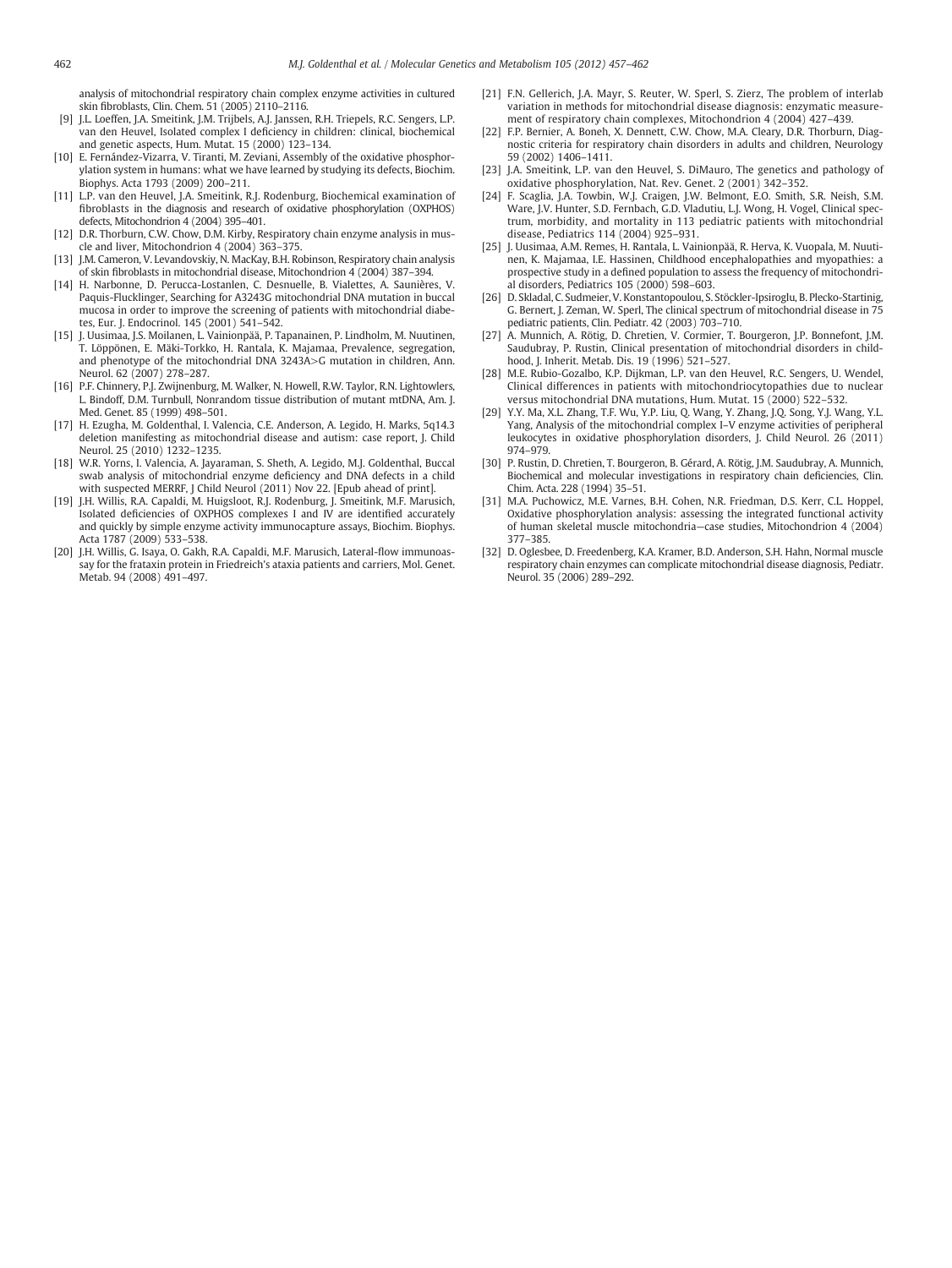analysis of mitochondrial respiratory chain complex enzyme activities in cultured skin fibroblasts, Clin. Chem. 51 (2005) 2110–2116.

[9] J.L. Loeffen, J.A. Smeitink, J.M. Trijbels, A.J. Janssen, R.H. Triepels, R.C. Sengers, L.P. van den Heuvel, Isolated complex I deficiency in children: clinical, biochemical and genetic aspects, Hum. Mutat. 15 (2000) 123–134.

[10] E. Fernández-Vizarra, V. Tiranti, M. Zeviani, Assembly of the oxidative phosphorylation system in humans: what we have learned by studying its defects, Biochim. Biophys. Acta 1793 (2009) 200–211.

[11] L.P. van den Heuvel, J.A. Smeitink, R.J. Rodenburg, Biochemical examination of fibroblasts in the diagnosis and research of oxidative phosphorylation (OXPHOS) defects, Mitochondrion 4 (2004) 395–401.

[12] D.R. Thorburn, C.W. Chow, D.M. Kirby, Respiratory chain enzyme analysis in muscle and liver, Mitochondrion 4 (2004) 363–375.

[13] J.M. Cameron, V. Levandovskiy, N. MacKay, B.H. Robinson, Respiratory chain analysis of skin fibroblasts in mitochondrial disease, Mitochondrion 4 (2004) 387–394.

[14] H. Narbonne, D. Perucca-Lostanlen, C. Desnuelle, B. Vialettes, A. Saunières, V. Paquis-Flucklinger, Searching for A3243G mitochondrial DNA mutation in buccal mucosa in order to improve the screening of patients with mitochondrial diabetes, Eur. J. Endocrinol. 145 (2001) 541–542.

[15] J. Uusimaa, J.S. Moilanen, L. Vainionpää, P. Tapanainen, P. Lindholm, M. Nuutinen, T. Löppönen, E. Mäki-Torkko, H. Rantala, K. Majamaa, Prevalence, segregation, and phenotype of the mitochondrial DNA 3243A>G mutation in children, Ann. Neurol. 62 (2007) 278–287.

[16] P.F. Chinnery, P.J. Zwijnenburg, M. Walker, N. Howell, R.W. Taylor, R.N. Lightowlers, L. Bindoff, D.M. Turnbull, Nonrandom tissue distribution of mutant mtDNA, Am. J. Med. Genet. 85 (1999) 498–501.

[17] H. Ezugha, M. Goldenthal, I. Valencia, C.E. Anderson, A. Legido, H. Marks, 5q14.3 deletion manifesting as mitochondrial disease and autism: case report, J. Child Neurol. 25 (2010) 1232–1235.

[18] W.R. Yorns, I. Valencia, A. Jayaraman, S. Sheth, A. Legido, M.J. Goldenthal, Buccal swab analysis of mitochondrial enzyme deficiency and DNA defects in a child with suspected MERRF, J Child Neurol (2011) Nov 22. [Epub ahead of print].

[19] J.H. Willis, R.A. Capaldi, M. Huigsloot, R.J. Rodenburg, J. Smeitink, M.F. Marusich, Isolated deficiencies of OXPHOS complexes I and IV are identified accurately and quickly by simple enzyme activity immunocapture assays, Biochim. Biophys. Acta 1787 (2009) 533–538.

[20] J.H. Willis, G. Isaya, O. Gakh, R.A. Capaldi, M.F. Marusich, Lateral-flow immunoassay for the frataxin protein in Friedreich's ataxia patients and carriers, Mol. Genet. Metab. 94 (2008) 491–497.

[21] F.N. Gellerich, J.A. Mayr, S. Reuter, W. Sperl, S. Zierz, The problem of interlab variation in methods for mitochondrial disease diagnosis: enzymatic measurement of respiratory chain complexes, Mitochondrion 4 (2004) 427–439.

[22] F.P. Bernier, A. Boneh, X. Dennett, C.W. Chow, M.A. Cleary, D.R. Thorburn, Diagnostic criteria for respiratory chain disorders in adults and children, Neurology 59 (2002) 1406–1411.

[23] J.A. Smeitink, L.P. van den Heuvel, S. DiMauro, The genetics and pathology of oxidative phosphorylation, Nat. Rev. Genet. 2 (2001) 342–352.

[24] F. Scaglia, J.A. Towbin, W.J. Craigen, J.W. Belmont, E.O. Smith, S.R. Neish, S.M. Ware, J.V. Hunter, S.D. Fernbach, G.D. Vladutiu, L.J. Wong, H. Vogel, Clinical spectrum, morbidity, and mortality in 113 pediatric patients with mitochondrial disease, Pediatrics 114 (2004) 925–931.

[25] J. Uusimaa, A.M. Remes, H. Rantala, L. Vainionpää, R. Herva, K. Vuopala, M. Nuutinen, K. Majamaa, I.E. Hassinen, Childhood encephalopathies and myopathies: a prospective study in a defined population to assess the frequency of mitochondrial disorders, Pediatrics 105 (2000) 598–603.

[26] D. Skladal, C. Sudmeier, V. Konstantopoulou, S. Stöckler-Ipsiroglu, B. Plecko-Startinig, G. Bernert, J. Zeman, W. Sperl, The clinical spectrum of mitochondrial disease in 75 pediatric patients, Clin. Pediatr. 42 (2003) 703–710.

[27] A. Munnich, A. Rötig, D. Chretien, V. Cormier, T. Bourgeron, J.P. Bonnefont, J.M. Saudubray, P. Rustin, Clinical presentation of mitochondrial disorders in childhood, J. Inherit. Metab. Dis. 19 (1996) 521–527.

[28] M.E. Rubio-Gozalbo, K.P. Dijkman, L.P. van den Heuvel, R.C. Sengers, U. Wendel, Clinical differences in patients with mitochondriocytopathies due to nuclear versus mitochondrial DNA mutations, Hum. Mutat. 15 (2000) 522–532.

[29] Y.Y. Ma, X.L. Zhang, T.F. Wu, Y.P. Liu, Q. Wang, Y. Zhang, J.Q. Song, Y.J. Wang, Y.L. Yang, Analysis of the mitochondrial complex I–V enzyme activities of peripheral leukocytes in oxidative phosphorylation disorders, J. Child Neurol. 26 (2011) 974–979.

[30] P. Rustin, D. Chretien, T. Bourgeron, B. Gérard, A. Rötig, J.M. Saudubray, A. Munnich, Biochemical and molecular investigations in respiratory chain deficiencies, Clin. Chim. Acta. 228 (1994) 35–51.

[31] M.A. Puchowicz, M.E. Varnes, B.H. Cohen, N.R. Friedman, D.S. Kerr, C.L. Hoppel, Oxidative phosphorylation analysis: assessing the integrated functional activity of human skeletal muscle mitochondria—case studies, Mitochondrion 4 (2004) 377–385.

[32] D. Oglesbee, D. Freedenberg, K.A. Kramer, B.D. Anderson, S.H. Hahn, Normal muscle respiratory chain enzymes can complicate mitochondrial disease diagnosis, Pediatr. Neurol. 35 (2006) 289–292.